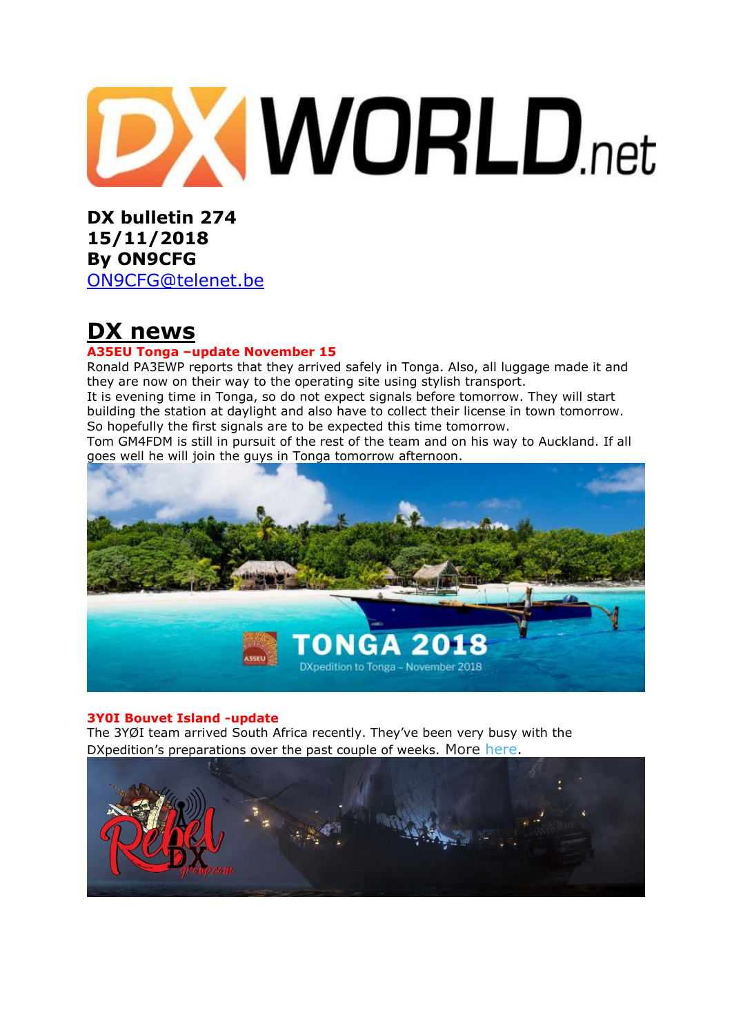**DX bulletin 274**
**15/11/2018**
**By ON9CFG**
ON9CFG@telenet.be

# DX news

### A35EU Tonga –update November 15

Ronald PA3EWP reports that they arrived safely in Tonga. Also, all luggage made it and they are now on their way to the operating site using stylish transport.
It is evening time in Tonga, so do not expect signals before tomorrow. They will start building the station at daylight and also have to collect their license in town tomorrow. So hopefully the first signals are to be expected this time tomorrow.
Tom GM4FDM is still in pursuit of the rest of the team and on his way to Auckland. If all goes well he will join the guys in Tonga tomorrow afternoon.

### 3Y0I Bouvet Island -update

The 3YØI team arrived South Africa recently. They've been very busy with the DXpedition's preparations over the past couple of weeks. More here.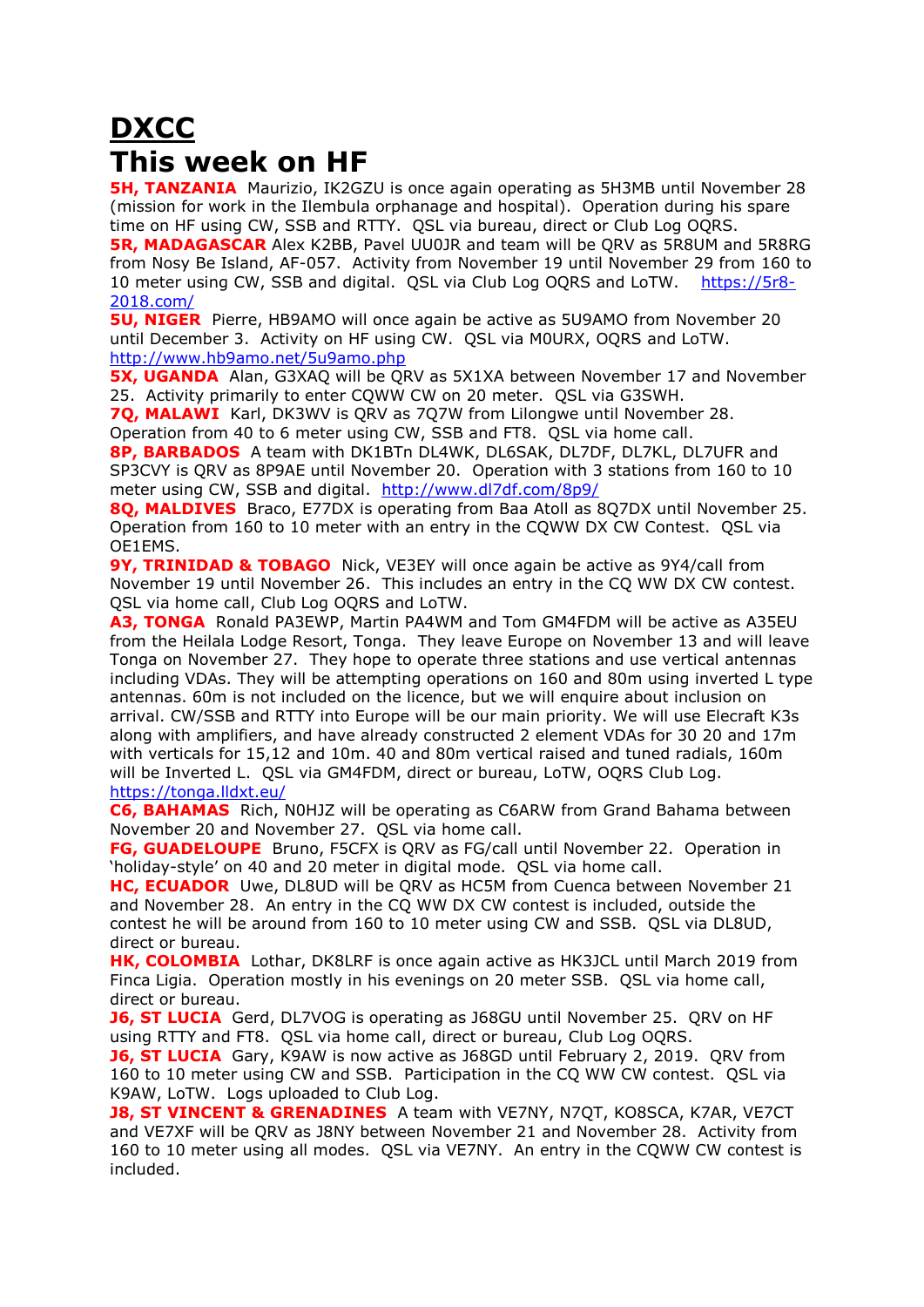# DXCC

# This week on HF

**5H, TANZANIA** Maurizio, IK2GZU is once again operating as 5H3MB until November 28 (mission for work in the Ilembula orphanage and hospital). Operation during his spare time on HF using CW, SSB and RTTY. QSL via bureau, direct or Club Log OQRS.

**5R, MADAGASCAR** Alex K2BB, Pavel UU0JR and team will be QRV as 5R8UM and 5R8RG from Nosy Be Island, AF-057. Activity from November 19 until November 29 from 160 to 10 meter using CW, SSB and digital. QSL via Club Log OQRS and LoTW. https://5r8-2018.com/

**5U, NIGER** Pierre, HB9AMO will once again be active as 5U9AMO from November 20 until December 3. Activity on HF using CW. QSL via M0URX, OQRS and LoTW. http://www.hb9amo.net/5u9amo.php

**5X, UGANDA** Alan, G3XAQ will be QRV as 5X1XA between November 17 and November 25. Activity primarily to enter CQWW CW on 20 meter. QSL via G3SWH.

**7Q, MALAWI** Karl, DK3WV is QRV as 7Q7W from Lilongwe until November 28. Operation from 40 to 6 meter using CW, SSB and FT8. QSL via home call.

**8P, BARBADOS** A team with DK1BTn DL4WK, DL6SAK, DL7DF, DL7KL, DL7UFR and SP3CVY is QRV as 8P9AE until November 20. Operation with 3 stations from 160 to 10 meter using CW, SSB and digital. http://www.dl7df.com/8p9/

**8Q, MALDIVES** Braco, E77DX is operating from Baa Atoll as 8Q7DX until November 25. Operation from 160 to 10 meter with an entry in the CQWW DX CW Contest. QSL via OE1EMS.

**9Y, TRINIDAD & TOBAGO** Nick, VE3EY will once again be active as 9Y4/call from November 19 until November 26. This includes an entry in the CQ WW DX CW contest. QSL via home call, Club Log OQRS and LoTW.

**A3, TONGA** Ronald PA3EWP, Martin PA4WM and Tom GM4FDM will be active as A35EU from the Heilala Lodge Resort, Tonga. They leave Europe on November 13 and will leave Tonga on November 27. They hope to operate three stations and use vertical antennas including VDAs. They will be attempting operations on 160 and 80m using inverted L type antennas. 60m is not included on the licence, but we will enquire about inclusion on arrival. CW/SSB and RTTY into Europe will be our main priority. We will use Elecraft K3s along with amplifiers, and have already constructed 2 element VDAs for 30 20 and 17m with verticals for 15,12 and 10m. 40 and 80m vertical raised and tuned radials, 160m will be Inverted L. QSL via GM4FDM, direct or bureau, LoTW, OQRS Club Log. https://tonga.lldxt.eu/

**C6, BAHAMAS** Rich, N0HJZ will be operating as C6ARW from Grand Bahama between November 20 and November 27. QSL via home call.

**FG, GUADELOUPE** Bruno, F5CFX is QRV as FG/call until November 22. Operation in 'holiday-style' on 40 and 20 meter in digital mode. QSL via home call.

**HC, ECUADOR** Uwe, DL8UD will be QRV as HC5M from Cuenca between November 21 and November 28. An entry in the CQ WW DX CW contest is included, outside the contest he will be around from 160 to 10 meter using CW and SSB. QSL via DL8UD, direct or bureau.

**HK, COLOMBIA** Lothar, DK8LRF is once again active as HK3JCL until March 2019 from Finca Ligia. Operation mostly in his evenings on 20 meter SSB. QSL via home call, direct or bureau.

**J6, ST LUCIA** Gerd, DL7VOG is operating as J68GU until November 25. QRV on HF using RTTY and FT8. QSL via home call, direct or bureau, Club Log OQRS.

**J6, ST LUCIA** Gary, K9AW is now active as J68GD until February 2, 2019. QRV from 160 to 10 meter using CW and SSB. Participation in the CQ WW CW contest. QSL via K9AW, LoTW. Logs uploaded to Club Log.

**J8, ST VINCENT & GRENADINES** A team with VE7NY, N7QT, KO8SCA, K7AR, VE7CT and VE7XF will be QRV as J8NY between November 21 and November 28. Activity from 160 to 10 meter using all modes. QSL via VE7NY. An entry in the CQWW CW contest is included.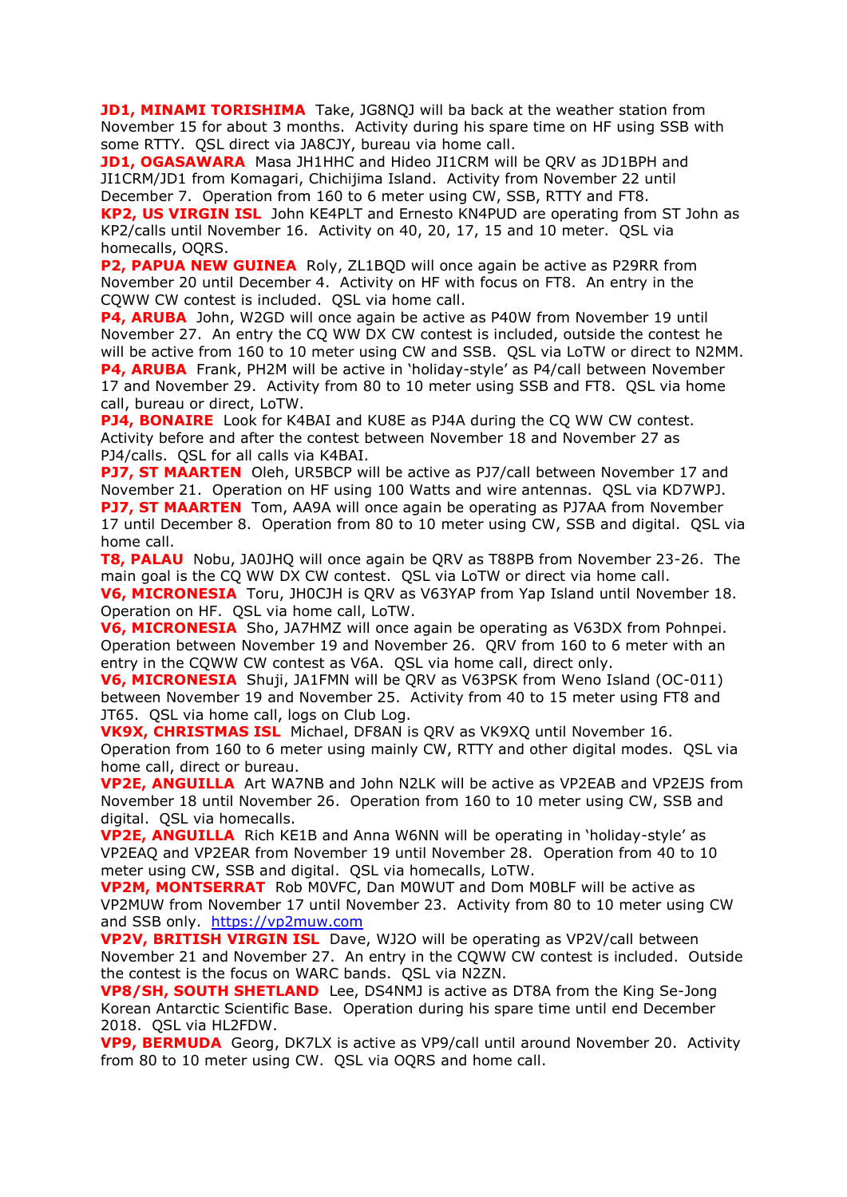**JD1, MINAMI TORISHIMA** Take, JG8NQJ will ba back at the weather station from November 15 for about 3 months. Activity during his spare time on HF using SSB with some RTTY. QSL direct via JA8CJY, bureau via home call.

**JD1, OGASAWARA** Masa JH1HHC and Hideo JI1CRM will be QRV as JD1BPH and JI1CRM/JD1 from Komagari, Chichijima Island. Activity from November 22 until December 7. Operation from 160 to 6 meter using CW, SSB, RTTY and FT8.

**KP2, US VIRGIN ISL** John KE4PLT and Ernesto KN4PUD are operating from ST John as KP2/calls until November 16. Activity on 40, 20, 17, 15 and 10 meter. QSL via homecalls, OQRS.

**P2, PAPUA NEW GUINEA** Roly, ZL1BQD will once again be active as P29RR from November 20 until December 4. Activity on HF with focus on FT8. An entry in the CQWW CW contest is included. QSL via home call.

**P4, ARUBA** John, W2GD will once again be active as P40W from November 19 until November 27. An entry the CQ WW DX CW contest is included, outside the contest he will be active from 160 to 10 meter using CW and SSB. QSL via LoTW or direct to N2MM.

**P4, ARUBA** Frank, PH2M will be active in 'holiday-style' as P4/call between November 17 and November 29. Activity from 80 to 10 meter using SSB and FT8. QSL via home call, bureau or direct, LoTW.

**PJ4, BONAIRE** Look for K4BAI and KU8E as PJ4A during the CQ WW CW contest. Activity before and after the contest between November 18 and November 27 as PJ4/calls. QSL for all calls via K4BAI.

**PJ7, ST MAARTEN** Oleh, UR5BCP will be active as PJ7/call between November 17 and November 21. Operation on HF using 100 Watts and wire antennas. QSL via KD7WPJ.

**PJ7, ST MAARTEN** Tom, AA9A will once again be operating as PJ7AA from November 17 until December 8. Operation from 80 to 10 meter using CW, SSB and digital. QSL via home call.

**T8, PALAU** Nobu, JA0JHQ will once again be QRV as T88PB from November 23-26. The main goal is the CQ WW DX CW contest. QSL via LoTW or direct via home call.

**V6, MICRONESIA** Toru, JH0CJH is QRV as V63YAP from Yap Island until November 18. Operation on HF. QSL via home call, LoTW.

**V6, MICRONESIA** Sho, JA7HMZ will once again be operating as V63DX from Pohnpei. Operation between November 19 and November 26. QRV from 160 to 6 meter with an entry in the CQWW CW contest as V6A. QSL via home call, direct only.

**V6, MICRONESIA** Shuji, JA1FMN will be QRV as V63PSK from Weno Island (OC-011) between November 19 and November 25. Activity from 40 to 15 meter using FT8 and JT65. QSL via home call, logs on Club Log.

**VK9X, CHRISTMAS ISL** Michael, DF8AN is QRV as VK9XQ until November 16. Operation from 160 to 6 meter using mainly CW, RTTY and other digital modes. QSL via home call, direct or bureau.

**VP2E, ANGUILLA** Art WA7NB and John N2LK will be active as VP2EAB and VP2EJS from November 18 until November 26. Operation from 160 to 10 meter using CW, SSB and digital. QSL via homecalls.

**VP2E, ANGUILLA** Rich KE1B and Anna W6NN will be operating in 'holiday-style' as VP2EAQ and VP2EAR from November 19 until November 28. Operation from 40 to 10 meter using CW, SSB and digital. QSL via homecalls, LoTW.

**VP2M, MONTSERRAT** Rob M0VFC, Dan M0WUT and Dom M0BLF will be active as VP2MUW from November 17 until November 23. Activity from 80 to 10 meter using CW and SSB only. https://vp2muw.com

**VP2V, BRITISH VIRGIN ISL** Dave, WJ2O will be operating as VP2V/call between November 21 and November 27. An entry in the CQWW CW contest is included. Outside the contest is the focus on WARC bands. QSL via N2ZN.

**VP8/SH, SOUTH SHETLAND** Lee, DS4NMJ is active as DT8A from the King Se-Jong Korean Antarctic Scientific Base. Operation during his spare time until end December 2018. QSL via HL2FDW.

**VP9, BERMUDA** Georg, DK7LX is active as VP9/call until around November 20. Activity from 80 to 10 meter using CW. QSL via OQRS and home call.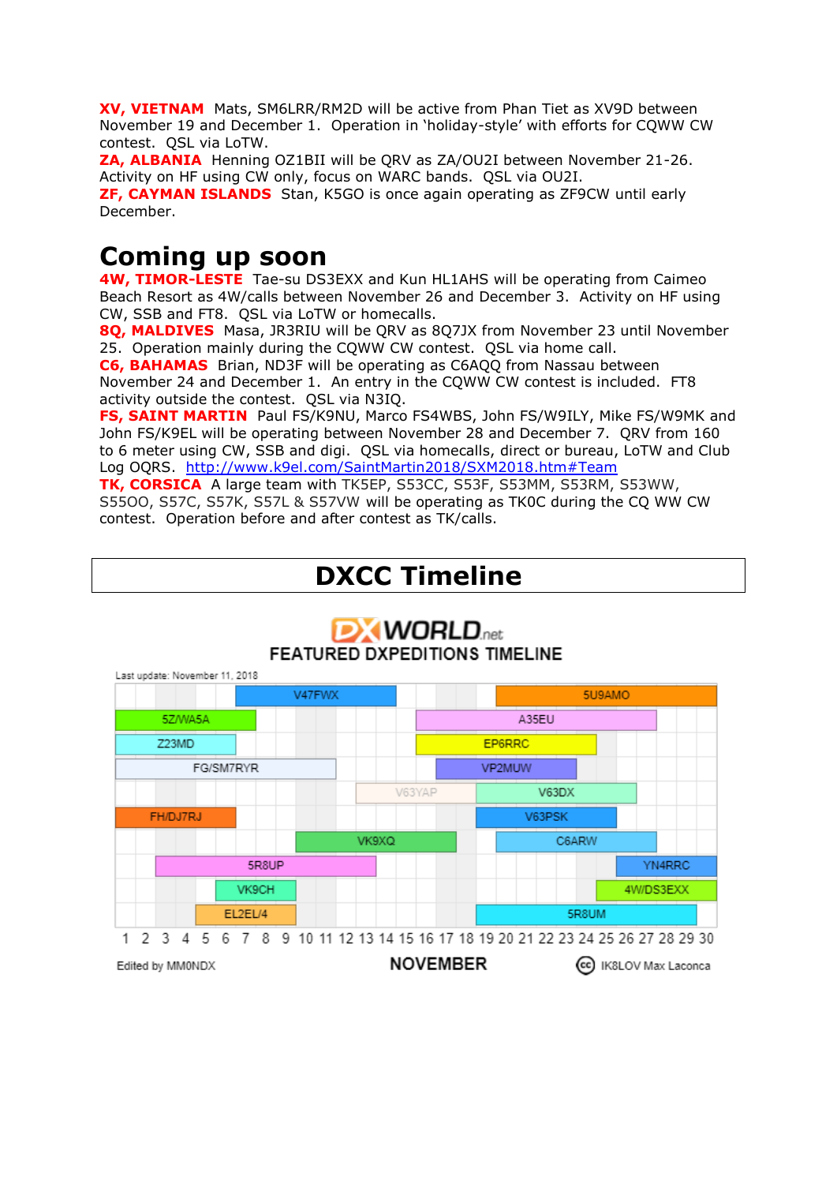**XV, VIETNAM** Mats, SM6LRR/RM2D will be active from Phan Tiet as XV9D between November 19 and December 1. Operation in 'holiday-style' with efforts for CQWW CW contest. QSL via LoTW.
**ZA, ALBANIA** Henning OZ1BII will be QRV as ZA/OU2I between November 21-26. Activity on HF using CW only, focus on WARC bands. QSL via OU2I.
**ZF, CAYMAN ISLANDS** Stan, K5GO is once again operating as ZF9CW until early December.

# Coming up soon

**4W, TIMOR-LESTE** Tae-su DS3EXX and Kun HL1AHS will be operating from Caimeo Beach Resort as 4W/calls between November 26 and December 3. Activity on HF using CW, SSB and FT8. QSL via LoTW or homecalls.
**8Q, MALDIVES** Masa, JR3RIU will be QRV as 8Q7JX from November 23 until November 25. Operation mainly during the CQWW CW contest. QSL via home call.
**C6, BAHAMAS** Brian, ND3F will be operating as C6AQQ from Nassau between November 24 and December 1. An entry in the CQWW CW contest is included. FT8 activity outside the contest. QSL via N3IQ.
**FS, SAINT MARTIN** Paul FS/K9NU, Marco FS4WBS, John FS/W9ILY, Mike FS/W9MK and John FS/K9EL will be operating between November 28 and December 7. QRV from 160 to 6 meter using CW, SSB and digi. QSL via homecalls, direct or bureau, LoTW and Club Log OQRS. http://www.k9el.com/SaintMartin2018/SXM2018.htm#Team
**TK, CORSICA** A large team with TK5EP, S53CC, S53F, S53MM, S53RM, S53WW, S55OO, S57C, S57K, S57L & S57VW will be operating as TK0C during the CQ WW CW contest. Operation before and after contest as TK/calls.

# DXCC Timeline

DX WORLD.net
FEATURED DXPEDITIONS TIMELINE

Last update: November 11, 2018

V47FWX, 5U9AMO, 5Z/WA5A, A35EU, Z23MD, EP6RRC, FG/SM7RYR, VP2MUW, V63YAP, V63DX, FH/DJ7RJ, V63PSK, VK9XQ, C6ARW, 5R8UP, YN4RRC, VK9CH, 4W/DS3EXX, EL2EL/4, 5R8UM

1 2 3 4 5 6 7 8 9 10 11 12 13 14 15 16 17 18 19 20 21 22 23 24 25 26 27 28 29 30

Edited by MM0NDX — NOVEMBER — IK8LOV Max Laconca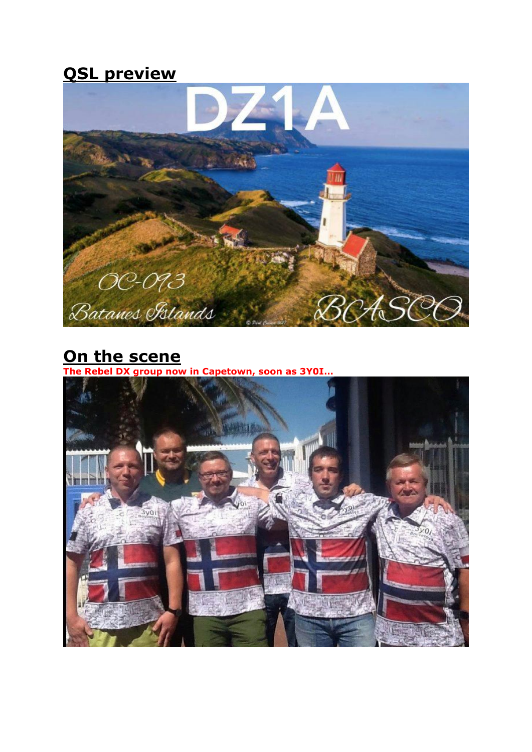## QSL preview

## On the scene

**The Rebel DX group now in Capetown, soon as 3Y0I...**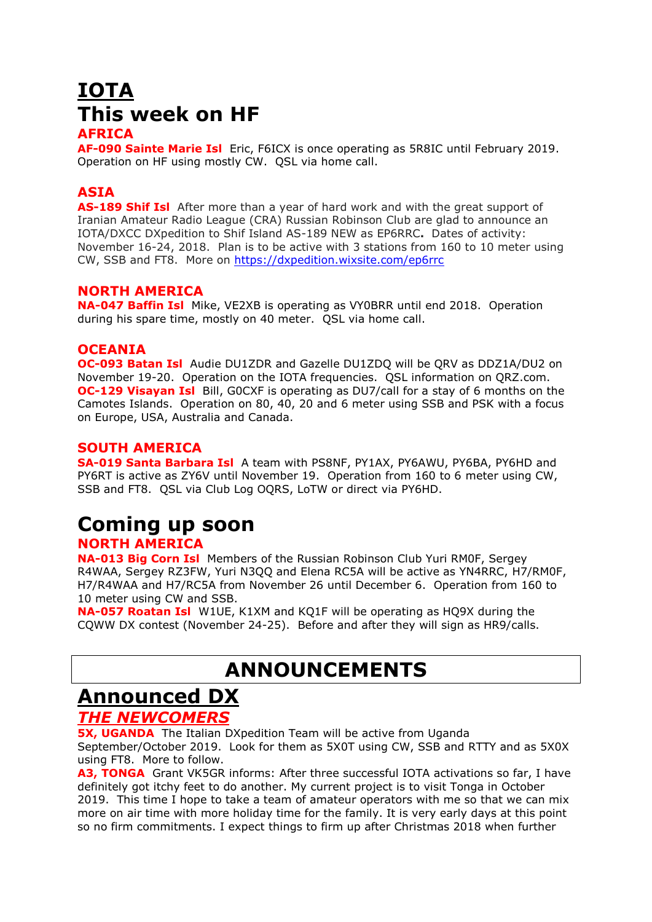# IOTA

# This week on HF

## AFRICA

**AF-090 Sainte Marie Isl** Eric, F6ICX is once operating as 5R8IC until February 2019. Operation on HF using mostly CW. QSL via home call.

## ASIA

**AS-189 Shif Isl** After more than a year of hard work and with the great support of Iranian Amateur Radio League (CRA) Russian Robinson Club are glad to announce an IOTA/DXCC DXpedition to Shif Island AS-189 NEW as EP6RRC**.** Dates of activity: November 16-24, 2018. Plan is to be active with 3 stations from 160 to 10 meter using CW, SSB and FT8. More on https://dxpedition.wixsite.com/ep6rrc

## NORTH AMERICA

**NA-047 Baffin Isl** Mike, VE2XB is operating as VY0BRR until end 2018. Operation during his spare time, mostly on 40 meter. QSL via home call.

## OCEANIA

**OC-093 Batan Isl** Audie DU1ZDR and Gazelle DU1ZDQ will be QRV as DDZ1A/DU2 on November 19-20. Operation on the IOTA frequencies. QSL information on QRZ.com.
**OC-129 Visayan Isl** Bill, G0CXF is operating as DU7/call for a stay of 6 months on the Camotes Islands. Operation on 80, 40, 20 and 6 meter using SSB and PSK with a focus on Europe, USA, Australia and Canada.

## SOUTH AMERICA

**SA-019 Santa Barbara Isl** A team with PS8NF, PY1AX, PY6AWU, PY6BA, PY6HD and PY6RT is active as ZY6V until November 19. Operation from 160 to 6 meter using CW, SSB and FT8. QSL via Club Log OQRS, LoTW or direct via PY6HD.

# Coming up soon

## NORTH AMERICA

**NA-013 Big Corn Isl** Members of the Russian Robinson Club Yuri RM0F, Sergey R4WAA, Sergey RZ3FW, Yuri N3QQ and Elena RC5A will be active as YN4RRC, H7/RM0F, H7/R4WAA and H7/RC5A from November 26 until December 6. Operation from 160 to 10 meter using CW and SSB.
**NA-057 Roatan Isl** W1UE, K1XM and KQ1F will be operating as HQ9X during the CQWW DX contest (November 24-25). Before and after they will sign as HR9/calls.

# ANNOUNCEMENTS

# Announced DX

## *THE NEWCOMERS*

**5X, UGANDA** The Italian DXpedition Team will be active from Uganda September/October 2019. Look for them as 5X0T using CW, SSB and RTTY and as 5X0X using FT8. More to follow.
**A3, TONGA** Grant VK5GR informs: After three successful IOTA activations so far, I have definitely got itchy feet to do another. My current project is to visit Tonga in October 2019. This time I hope to take a team of amateur operators with me so that we can mix more on air time with more holiday time for the family. It is very early days at this point so no firm commitments. I expect things to firm up after Christmas 2018 when further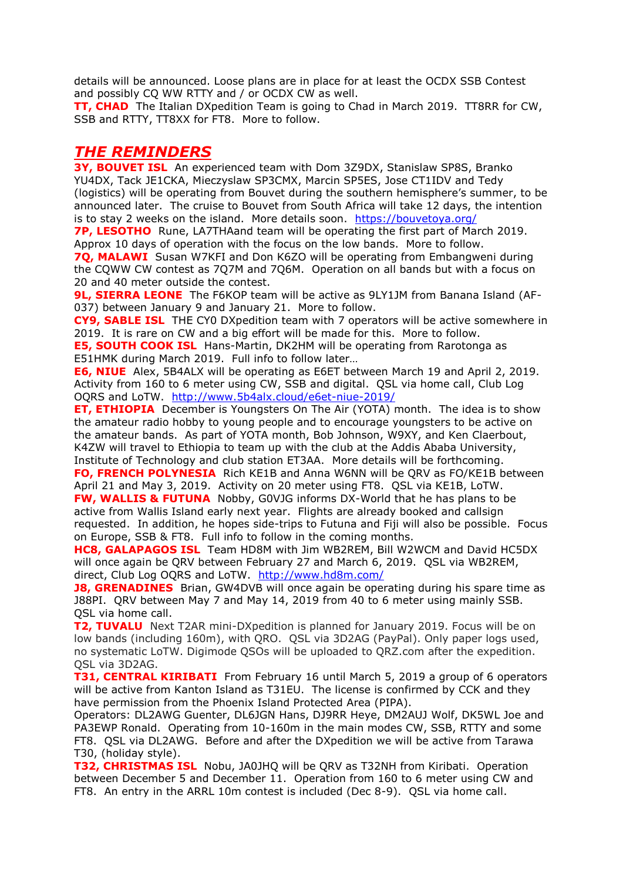details will be announced. Loose plans are in place for at least the OCDX SSB Contest and possibly CQ WW RTTY and / or OCDX CW as well.

**TT, CHAD** The Italian DXpedition Team is going to Chad in March 2019. TT8RR for CW, SSB and RTTY, TT8XX for FT8. More to follow.

## *THE REMINDERS*

**3Y, BOUVET ISL** An experienced team with Dom 3Z9DX, Stanislaw SP8S, Branko YU4DX, Tack JE1CKA, Mieczyslaw SP3CMX, Marcin SP5ES, Jose CT1IDV and Tedy (logistics) will be operating from Bouvet during the southern hemisphere's summer, to be announced later. The cruise to Bouvet from South Africa will take 12 days, the intention is to stay 2 weeks on the island. More details soon. https://bouvetoya.org/

**7P, LESOTHO** Rune, LA7THAand team will be operating the first part of March 2019. Approx 10 days of operation with the focus on the low bands. More to follow.

**7Q, MALAWI** Susan W7KFI and Don K6ZO will be operating from Embangweni during the CQWW CW contest as 7Q7M and 7Q6M. Operation on all bands but with a focus on 20 and 40 meter outside the contest.

**9L, SIERRA LEONE** The F6KOP team will be active as 9LY1JM from Banana Island (AF-037) between January 9 and January 21. More to follow.

**CY9, SABLE ISL** THE CY0 DXpedition team with 7 operators will be active somewhere in 2019. It is rare on CW and a big effort will be made for this. More to follow.

**E5, SOUTH COOK ISL** Hans-Martin, DK2HM will be operating from Rarotonga as E51HMK during March 2019. Full info to follow later…

**E6, NIUE** Alex, 5B4ALX will be operating as E6ET between March 19 and April 2, 2019. Activity from 160 to 6 meter using CW, SSB and digital. QSL via home call, Club Log OQRS and LoTW. http://www.5b4alx.cloud/e6et-niue-2019/

**ET, ETHIOPIA** December is Youngsters On The Air (YOTA) month. The idea is to show the amateur radio hobby to young people and to encourage youngsters to be active on the amateur bands. As part of YOTA month, Bob Johnson, W9XY, and Ken Claerbout, K4ZW will travel to Ethiopia to team up with the club at the Addis Ababa University, Institute of Technology and club station ET3AA. More details will be forthcoming.

**FO, FRENCH POLYNESIA** Rich KE1B and Anna W6NN will be QRV as FO/KE1B between April 21 and May 3, 2019. Activity on 20 meter using FT8. QSL via KE1B, LoTW.

**FW, WALLIS & FUTUNA** Nobby, G0VJG informs DX-World that he has plans to be active from Wallis Island early next year. Flights are already booked and callsign requested. In addition, he hopes side-trips to Futuna and Fiji will also be possible. Focus on Europe, SSB & FT8. Full info to follow in the coming months.

**HC8, GALAPAGOS ISL** Team HD8M with Jim WB2REM, Bill W2WCM and David HC5DX will once again be QRV between February 27 and March 6, 2019. QSL via WB2REM, direct, Club Log OQRS and LoTW. http://www.hd8m.com/

**J8, GRENADINES** Brian, GW4DVB will once again be operating during his spare time as J88PI. QRV between May 7 and May 14, 2019 from 40 to 6 meter using mainly SSB. QSL via home call.

**T2, TUVALU** Next T2AR mini-DXpedition is planned for January 2019. Focus will be on low bands (including 160m), with QRO. QSL via 3D2AG (PayPal). Only paper logs used, no systematic LoTW. Digimode QSOs will be uploaded to QRZ.com after the expedition. QSL via 3D2AG.

**T31, CENTRAL KIRIBATI** From February 16 until March 5, 2019 a group of 6 operators will be active from Kanton Island as T31EU. The license is confirmed by CCK and they have permission from the Phoenix Island Protected Area (PIPA).
Operators: DL2AWG Guenter, DL6JGN Hans, DJ9RR Heye, DM2AUJ Wolf, DK5WL Joe and PA3EWP Ronald. Operating from 10-160m in the main modes CW, SSB, RTTY and some FT8. QSL via DL2AWG. Before and after the DXpedition we will be active from Tarawa T30, (holiday style).

**T32, CHRISTMAS ISL** Nobu, JA0JHQ will be QRV as T32NH from Kiribati. Operation between December 5 and December 11. Operation from 160 to 6 meter using CW and FT8. An entry in the ARRL 10m contest is included (Dec 8-9). QSL via home call.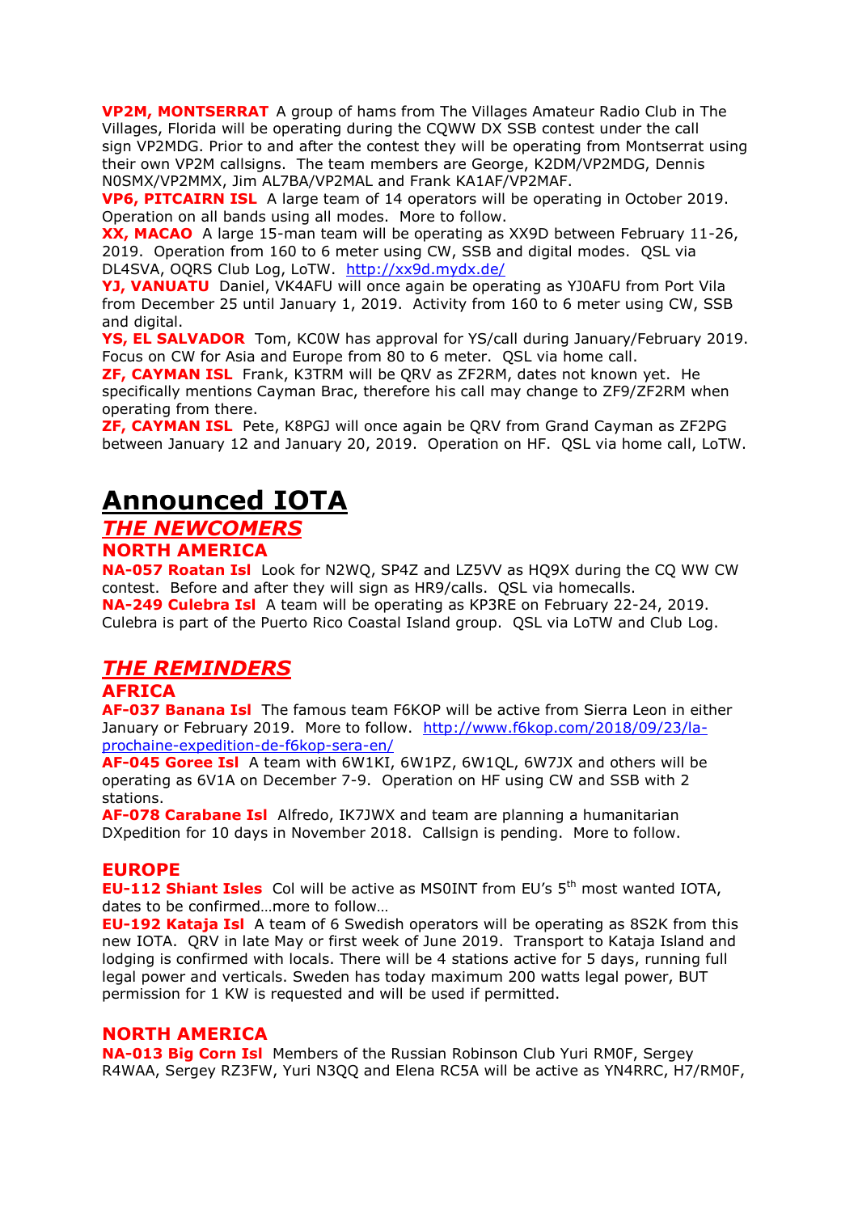**VP2M, MONTSERRAT** A group of hams from The Villages Amateur Radio Club in The Villages, Florida will be operating during the CQWW DX SSB contest under the call sign VP2MDG. Prior to and after the contest they will be operating from Montserrat using their own VP2M callsigns. The team members are George, K2DM/VP2MDG, Dennis N0SMX/VP2MMX, Jim AL7BA/VP2MAL and Frank KA1AF/VP2MAF.

**VP6, PITCAIRN ISL** A large team of 14 operators will be operating in October 2019. Operation on all bands using all modes. More to follow.

**XX, MACAO** A large 15-man team will be operating as XX9D between February 11-26, 2019. Operation from 160 to 6 meter using CW, SSB and digital modes. QSL via DL4SVA, OQRS Club Log, LoTW. http://xx9d.mydx.de/

**YJ, VANUATU** Daniel, VK4AFU will once again be operating as YJ0AFU from Port Vila from December 25 until January 1, 2019. Activity from 160 to 6 meter using CW, SSB and digital.

**YS, EL SALVADOR** Tom, KC0W has approval for YS/call during January/February 2019. Focus on CW for Asia and Europe from 80 to 6 meter. QSL via home call.

**ZF, CAYMAN ISL** Frank, K3TRM will be QRV as ZF2RM, dates not known yet. He specifically mentions Cayman Brac, therefore his call may change to ZF9/ZF2RM when operating from there.

**ZF, CAYMAN ISL** Pete, K8PGJ will once again be QRV from Grand Cayman as ZF2PG between January 12 and January 20, 2019. Operation on HF. QSL via home call, LoTW.

# Announced IOTA

## *THE NEWCOMERS*

### NORTH AMERICA

**NA-057 Roatan Isl** Look for N2WQ, SP4Z and LZ5VV as HQ9X during the CQ WW CW contest. Before and after they will sign as HR9/calls. QSL via homecalls.

**NA-249 Culebra Isl** A team will be operating as KP3RE on February 22-24, 2019. Culebra is part of the Puerto Rico Coastal Island group. QSL via LoTW and Club Log.

## *THE REMINDERS*

### AFRICA

**AF-037 Banana Isl** The famous team F6KOP will be active from Sierra Leon in either January or February 2019. More to follow. http://www.f6kop.com/2018/09/23/la-prochaine-expedition-de-f6kop-sera-en/

**AF-045 Goree Isl** A team with 6W1KI, 6W1PZ, 6W1QL, 6W7JX and others will be operating as 6V1A on December 7-9. Operation on HF using CW and SSB with 2 stations.

**AF-078 Carabane Isl** Alfredo, IK7JWX and team are planning a humanitarian DXpedition for 10 days in November 2018. Callsign is pending. More to follow.

### EUROPE

**EU-112 Shiant Isles** Col will be active as MS0INT from EU's 5th most wanted IOTA, dates to be confirmed…more to follow…

**EU-192 Kataja Isl** A team of 6 Swedish operators will be operating as 8S2K from this new IOTA. QRV in late May or first week of June 2019. Transport to Kataja Island and lodging is confirmed with locals. There will be 4 stations active for 5 days, running full legal power and verticals. Sweden has today maximum 200 watts legal power, BUT permission for 1 KW is requested and will be used if permitted.

### NORTH AMERICA

**NA-013 Big Corn Isl** Members of the Russian Robinson Club Yuri RM0F, Sergey R4WAA, Sergey RZ3FW, Yuri N3QQ and Elena RC5A will be active as YN4RRC, H7/RM0F,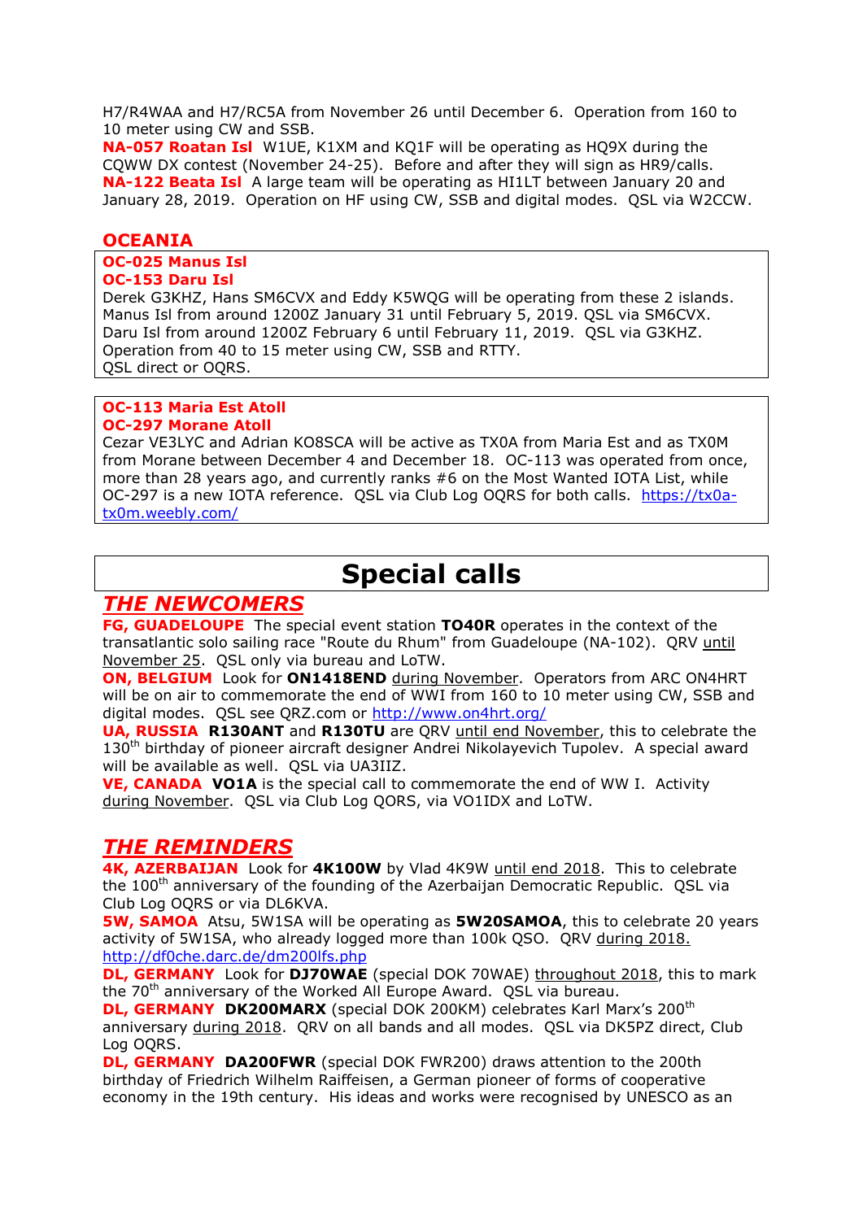H7/R4WAA and H7/RC5A from November 26 until December 6. Operation from 160 to 10 meter using CW and SSB.

**NA-057 Roatan Isl** W1UE, K1XM and KQ1F will be operating as HQ9X during the CQWW DX contest (November 24-25). Before and after they will sign as HR9/calls.

**NA-122 Beata Isl** A large team will be operating as HI1LT between January 20 and January 28, 2019. Operation on HF using CW, SSB and digital modes. QSL via W2CCW.

## OCEANIA

**OC-025 Manus Isl**
**OC-153 Daru Isl**

Derek G3KHZ, Hans SM6CVX and Eddy K5WQG will be operating from these 2 islands. Manus Isl from around 1200Z January 31 until February 5, 2019. QSL via SM6CVX. Daru Isl from around 1200Z February 6 until February 11, 2019. QSL via G3KHZ. Operation from 40 to 15 meter using CW, SSB and RTTY. QSL direct or OQRS.

**OC-113 Maria Est Atoll**
**OC-297 Morane Atoll**

Cezar VE3LYC and Adrian KO8SCA will be active as TX0A from Maria Est and as TX0M from Morane between December 4 and December 18. OC-113 was operated from once, more than 28 years ago, and currently ranks #6 on the Most Wanted IOTA List, while OC-297 is a new IOTA reference. QSL via Club Log OQRS for both calls. https://tx0a-tx0m.weebly.com/

# Special calls

## *THE NEWCOMERS*

**FG, GUADELOUPE** The special event station **TO40R** operates in the context of the transatlantic solo sailing race "Route du Rhum" from Guadeloupe (NA-102). QRV until November 25. QSL only via bureau and LoTW.

**ON, BELGIUM** Look for **ON1418END** during November. Operators from ARC ON4HRT will be on air to commemorate the end of WWI from 160 to 10 meter using CW, SSB and digital modes. QSL see QRZ.com or http://www.on4hrt.org/

**UA, RUSSIA** **R130ANT** and **R130TU** are QRV until end November, this to celebrate the 130th birthday of pioneer aircraft designer Andrei Nikolayevich Tupolev. A special award will be available as well. QSL via UA3IIZ.

**VE, CANADA** **VO1A** is the special call to commemorate the end of WW I. Activity during November. QSL via Club Log QORS, via VO1IDX and LoTW.

## *THE REMINDERS*

**4K, AZERBAIJAN** Look for **4K100W** by Vlad 4K9W until end 2018. This to celebrate the 100th anniversary of the founding of the Azerbaijan Democratic Republic. QSL via Club Log OQRS or via DL6KVA.

**5W, SAMOA** Atsu, 5W1SA will be operating as **5W20SAMOA**, this to celebrate 20 years activity of 5W1SA, who already logged more than 100k QSO. QRV during 2018. http://df0che.darc.de/dm200lfs.php

**DL, GERMANY** Look for **DJ70WAE** (special DOK 70WAE) throughout 2018, this to mark the 70th anniversary of the Worked All Europe Award. QSL via bureau.

**DL, GERMANY** **DK200MARX** (special DOK 200KM) celebrates Karl Marx's 200th anniversary during 2018. QRV on all bands and all modes. QSL via DK5PZ direct, Club Log OQRS.

**DL, GERMANY** **DA200FWR** (special DOK FWR200) draws attention to the 200th birthday of Friedrich Wilhelm Raiffeisen, a German pioneer of forms of cooperative economy in the 19th century. His ideas and works were recognised by UNESCO as an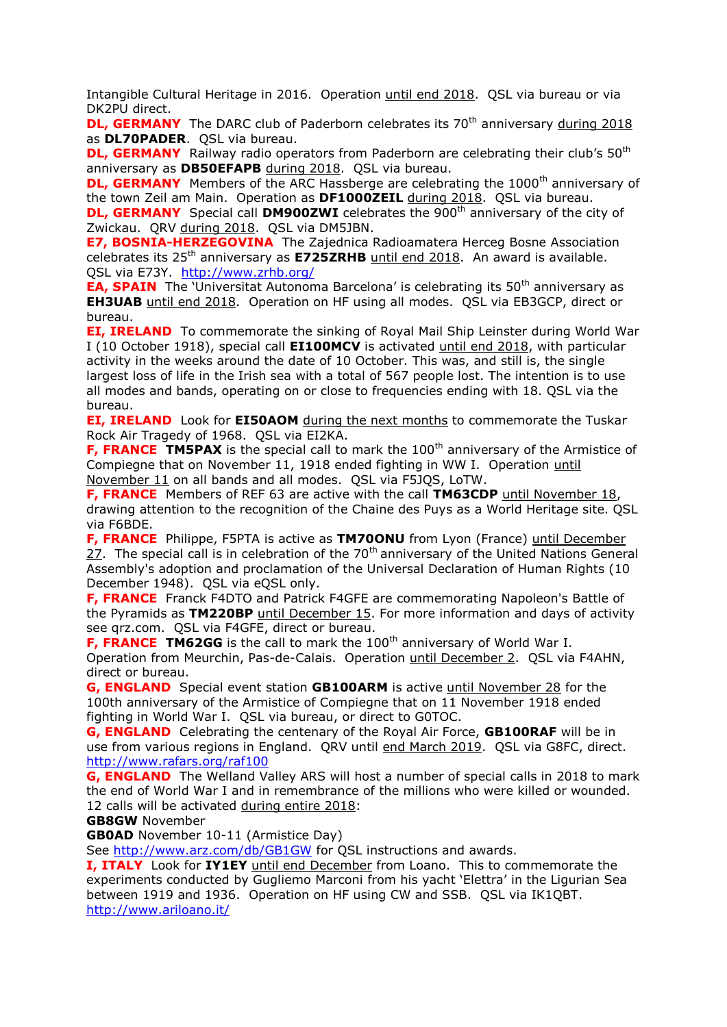Intangible Cultural Heritage in 2016. Operation until end 2018. QSL via bureau or via DK2PU direct.

**DL, GERMANY** The DARC club of Paderborn celebrates its 70th anniversary during 2018 as **DL70PADER**. QSL via bureau.

**DL, GERMANY** Railway radio operators from Paderborn are celebrating their club's 50th anniversary as **DB50EFAPB** during 2018. QSL via bureau.

**DL, GERMANY** Members of the ARC Hassberge are celebrating the 1000th anniversary of the town Zeil am Main. Operation as **DF1000ZEIL** during 2018. QSL via bureau.

**DL, GERMANY** Special call **DM900ZWI** celebrates the 900th anniversary of the city of Zwickau. QRV during 2018. QSL via DM5JBN.

**E7, BOSNIA-HERZEGOVINA** The Zajednica Radioamatera Herceg Bosne Association celebrates its 25th anniversary as **E725ZRHB** until end 2018. An award is available. QSL via E73Y. http://www.zrhb.org/

**EA, SPAIN** The 'Universitat Autonoma Barcelona' is celebrating its 50th anniversary as **EH3UAB** until end 2018. Operation on HF using all modes. QSL via EB3GCP, direct or bureau.

**EI, IRELAND** To commemorate the sinking of Royal Mail Ship Leinster during World War I (10 October 1918), special call **EI100MCV** is activated until end 2018, with particular activity in the weeks around the date of 10 October. This was, and still is, the single largest loss of life in the Irish sea with a total of 567 people lost. The intention is to use all modes and bands, operating on or close to frequencies ending with 18. QSL via the bureau.

**EI, IRELAND** Look for **EI50AOM** during the next months to commemorate the Tuskar Rock Air Tragedy of 1968. QSL via EI2KA.

**F, FRANCE** **TM5PAX** is the special call to mark the 100th anniversary of the Armistice of Compiegne that on November 11, 1918 ended fighting in WW I. Operation until November 11 on all bands and all modes. QSL via F5JQS, LoTW.

**F, FRANCE** Members of REF 63 are active with the call **TM63CDP** until November 18, drawing attention to the recognition of the Chaine des Puys as a World Heritage site. QSL via F6BDE.

**F, FRANCE** Philippe, F5PTA is active as **TM70ONU** from Lyon (France) until December 27. The special call is in celebration of the 70th anniversary of the United Nations General Assembly's adoption and proclamation of the Universal Declaration of Human Rights (10 December 1948). QSL via eQSL only.

**F, FRANCE** Franck F4DTO and Patrick F4GFE are commemorating Napoleon's Battle of the Pyramids as **TM220BP** until December 15. For more information and days of activity see qrz.com. QSL via F4GFE, direct or bureau.

**F, FRANCE** **TM62GG** is the call to mark the 100th anniversary of World War I. Operation from Meurchin, Pas-de-Calais. Operation until December 2. QSL via F4AHN, direct or bureau.

**G, ENGLAND** Special event station **GB100ARM** is active until November 28 for the 100th anniversary of the Armistice of Compiegne that on 11 November 1918 ended fighting in World War I. QSL via bureau, or direct to G0TOC.

**G, ENGLAND** Celebrating the centenary of the Royal Air Force, **GB100RAF** will be in use from various regions in England. QRV until end March 2019. QSL via G8FC, direct. http://www.rafars.org/raf100

**G, ENGLAND** The Welland Valley ARS will host a number of special calls in 2018 to mark the end of World War I and in remembrance of the millions who were killed or wounded. 12 calls will be activated during entire 2018:

**GB8GW** November

**GB0AD** November 10-11 (Armistice Day)

See http://www.arz.com/db/GB1GW for QSL instructions and awards.

**I, ITALY** Look for **IY1EY** until end December from Loano. This to commemorate the experiments conducted by Gugliemo Marconi from his yacht 'Elettra' in the Ligurian Sea between 1919 and 1936. Operation on HF using CW and SSB. QSL via IK1QBT. http://www.ariloano.it/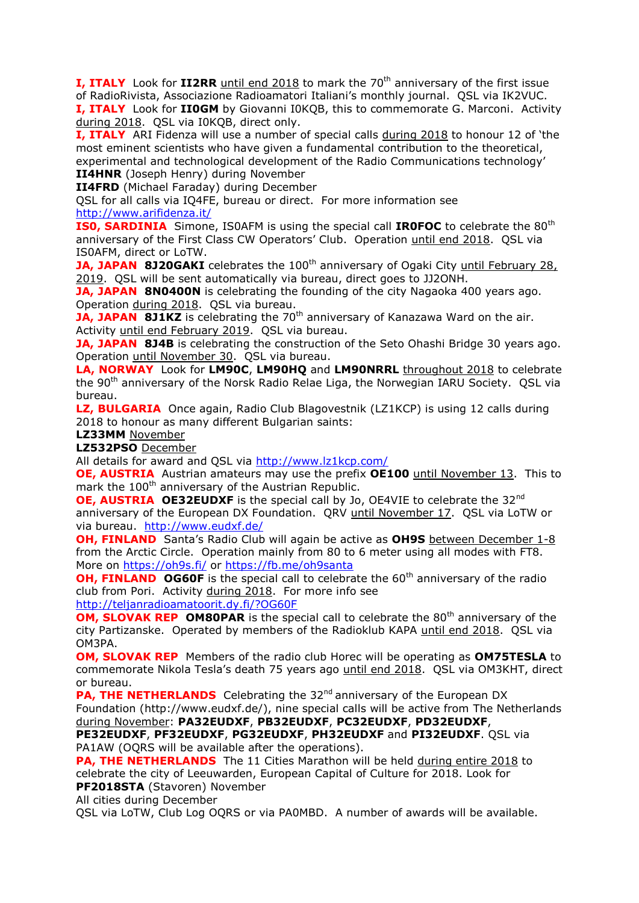**I, ITALY** Look for **II2RR** until end 2018 to mark the 70th anniversary of the first issue of RadioRivista, Associazione Radioamatori Italiani's monthly journal. QSL via IK2VUC.

**I, ITALY** Look for **II0GM** by Giovanni I0KQB, this to commemorate G. Marconi. Activity during 2018. QSL via I0KQB, direct only.

**I, ITALY** ARI Fidenza will use a number of special calls during 2018 to honour 12 of 'the most eminent scientists who have given a fundamental contribution to the theoretical, experimental and technological development of the Radio Communications technology'

**II4HNR** (Joseph Henry) during November

**II4FRD** (Michael Faraday) during December

QSL for all calls via IQ4FE, bureau or direct. For more information see http://www.arifidenza.it/

**IS0, SARDINIA** Simone, IS0AFM is using the special call **IR0FOC** to celebrate the 80th anniversary of the First Class CW Operators' Club. Operation until end 2018. QSL via IS0AFM, direct or LoTW.

**JA, JAPAN** **8J20GAKI** celebrates the 100th anniversary of Ogaki City until February 28, 2019. QSL will be sent automatically via bureau, direct goes to JJ2ONH.

**JA, JAPAN** **8N0400N** is celebrating the founding of the city Nagaoka 400 years ago. Operation during 2018. QSL via bureau.

**JA, JAPAN** **8J1KZ** is celebrating the 70th anniversary of Kanazawa Ward on the air. Activity until end February 2019. QSL via bureau.

**JA, JAPAN** **8J4B** is celebrating the construction of the Seto Ohashi Bridge 30 years ago. Operation until November 30. QSL via bureau.

**LA, NORWAY** Look for **LM90C**, **LM90HQ** and **LM90NRRL** throughout 2018 to celebrate the 90th anniversary of the Norsk Radio Relae Liga, the Norwegian IARU Society. QSL via bureau.

**LZ, BULGARIA** Once again, Radio Club Blagovestnik (LZ1KCP) is using 12 calls during 2018 to honour as many different Bulgarian saints:

**LZ33MM** November

**LZ532PSO** December

All details for award and QSL via http://www.lz1kcp.com/

**OE, AUSTRIA** Austrian amateurs may use the prefix **OE100** until November 13. This to mark the 100th anniversary of the Austrian Republic.

**OE, AUSTRIA** **OE32EUDXF** is the special call by Jo, OE4VIE to celebrate the 32nd anniversary of the European DX Foundation. QRV until November 17. QSL via LoTW or via bureau. http://www.eudxf.de/

**OH, FINLAND** Santa's Radio Club will again be active as **OH9S** between December 1-8 from the Arctic Circle. Operation mainly from 80 to 6 meter using all modes with FT8. More on https://oh9s.fi/ or https://fb.me/oh9santa

**OH, FINLAND** **OG60F** is the special call to celebrate the 60th anniversary of the radio club from Pori. Activity during 2018. For more info see http://teljanradioamatoorit.dy.fi/?OG60F

**OM, SLOVAK REP** **OM80PAR** is the special call to celebrate the 80th anniversary of the city Partizanske. Operated by members of the Radioklub KAPA until end 2018. QSL via OM3PA.

**OM, SLOVAK REP** Members of the radio club Horec will be operating as **OM75TESLA** to commemorate Nikola Tesla's death 75 years ago until end 2018. QSL via OM3KHT, direct or bureau.

**PA, THE NETHERLANDS** Celebrating the 32nd anniversary of the European DX Foundation (http://www.eudxf.de/), nine special calls will be active from The Netherlands during November: **PA32EUDXF**, **PB32EUDXF**, **PC32EUDXF**, **PD32EUDXF**, **PE32EUDXF**, **PF32EUDXF**, **PG32EUDXF**, **PH32EUDXF** and **PI32EUDXF**. QSL via PA1AW (OQRS will be available after the operations).

**PA, THE NETHERLANDS** The 11 Cities Marathon will be held during entire 2018 to celebrate the city of Leeuwarden, European Capital of Culture for 2018. Look for

**PF2018STA** (Stavoren) November

All cities during December

QSL via LoTW, Club Log OQRS or via PA0MBD. A number of awards will be available.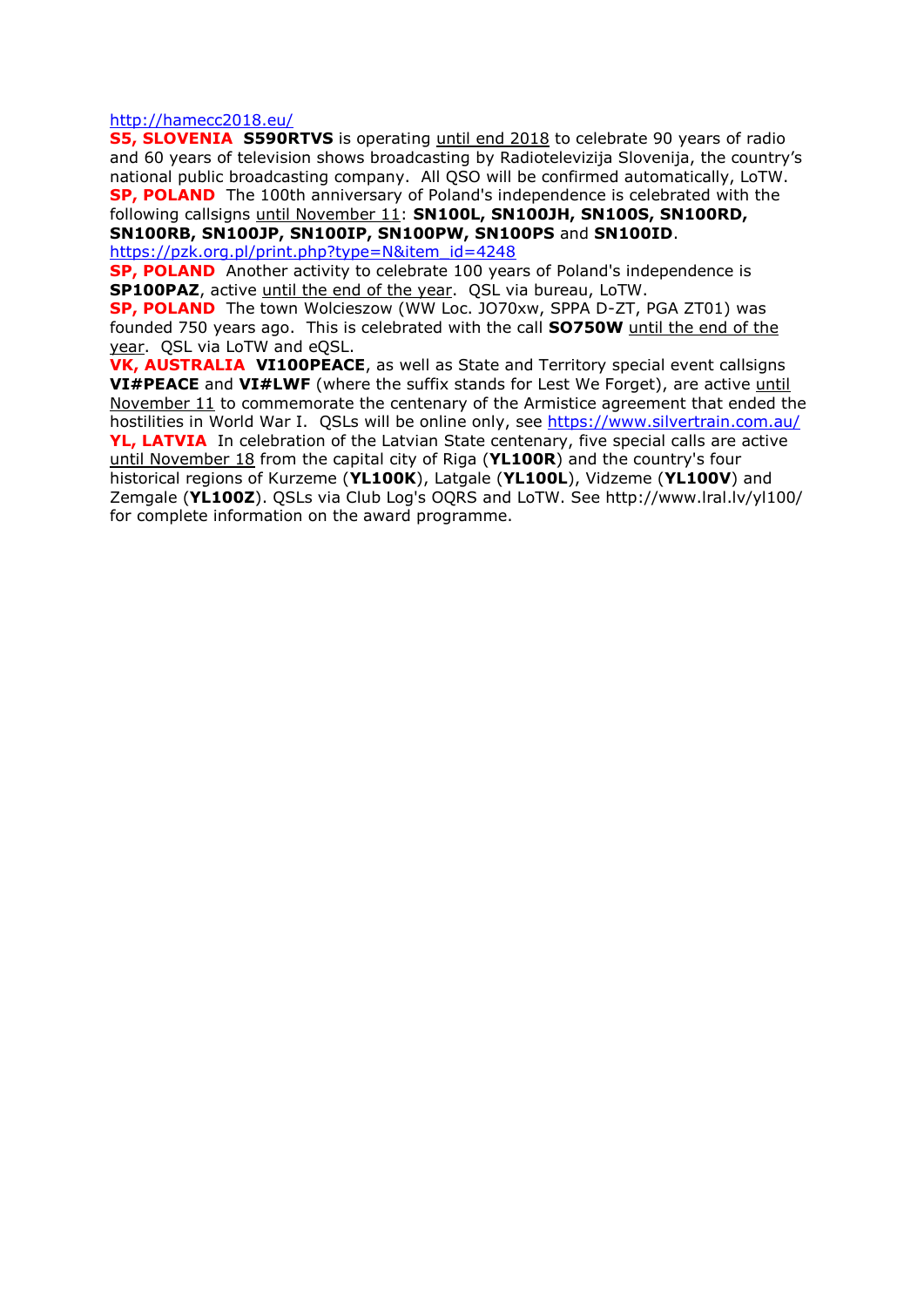http://hamecc2018.eu/

**S5, SLOVENIA** **S590RTVS** is operating until end 2018 to celebrate 90 years of radio and 60 years of television shows broadcasting by Radiotelevizija Slovenija, the country's national public broadcasting company. All QSO will be confirmed automatically, LoTW.

**SP, POLAND** The 100th anniversary of Poland's independence is celebrated with the following callsigns until November 11: **SN100L, SN100JH, SN100S, SN100RD, SN100RB, SN100JP, SN100IP, SN100PW, SN100PS** and **SN100ID**.
https://pzk.org.pl/print.php?type=N&item_id=4248

**SP, POLAND** Another activity to celebrate 100 years of Poland's independence is **SP100PAZ**, active until the end of the year. QSL via bureau, LoTW.

**SP, POLAND** The town Wolcieszow (WW Loc. JO70xw, SPPA D-ZT, PGA ZT01) was founded 750 years ago. This is celebrated with the call **SO750W** until the end of the year. QSL via LoTW and eQSL.

**VK, AUSTRALIA** **VI100PEACE**, as well as State and Territory special event callsigns **VI#PEACE** and **VI#LWF** (where the suffix stands for Lest We Forget), are active until November 11 to commemorate the centenary of the Armistice agreement that ended the hostilities in World War I. QSLs will be online only, see https://www.silvertrain.com.au/

**YL, LATVIA** In celebration of the Latvian State centenary, five special calls are active until November 18 from the capital city of Riga (**YL100R**) and the country's four historical regions of Kurzeme (**YL100K**), Latgale (**YL100L**), Vidzeme (**YL100V**) and Zemgale (**YL100Z**). QSLs via Club Log's OQRS and LoTW. See http://www.lral.lv/yl100/ for complete information on the award programme.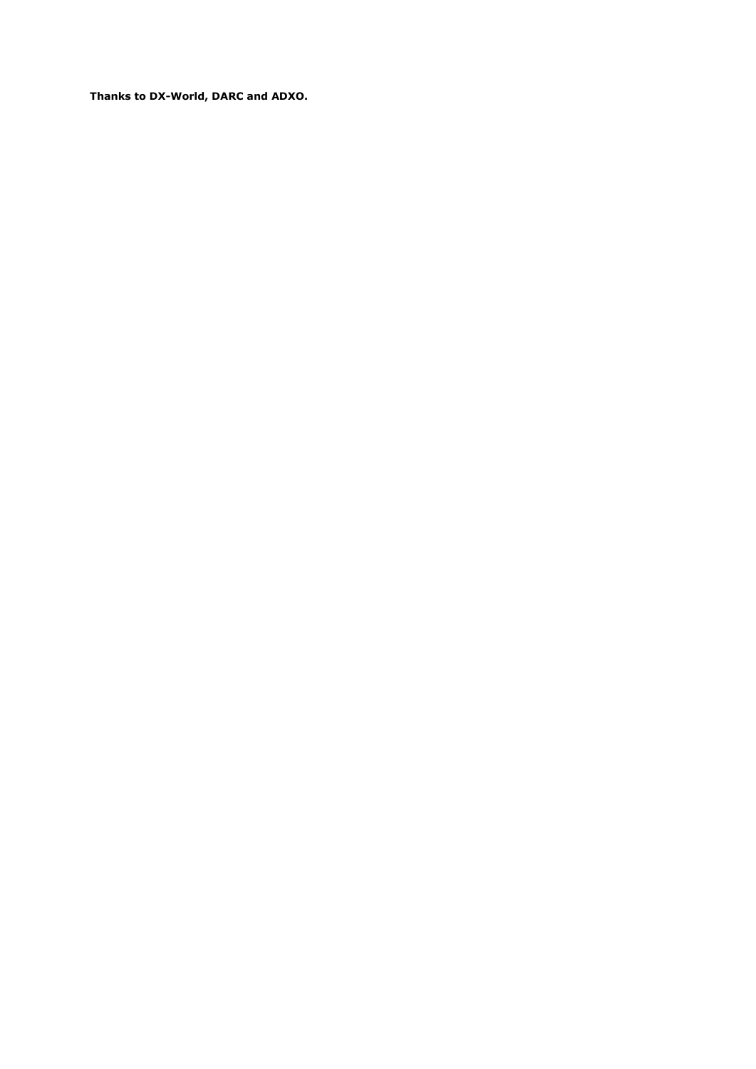**Thanks to DX-World, DARC and ADXO.**